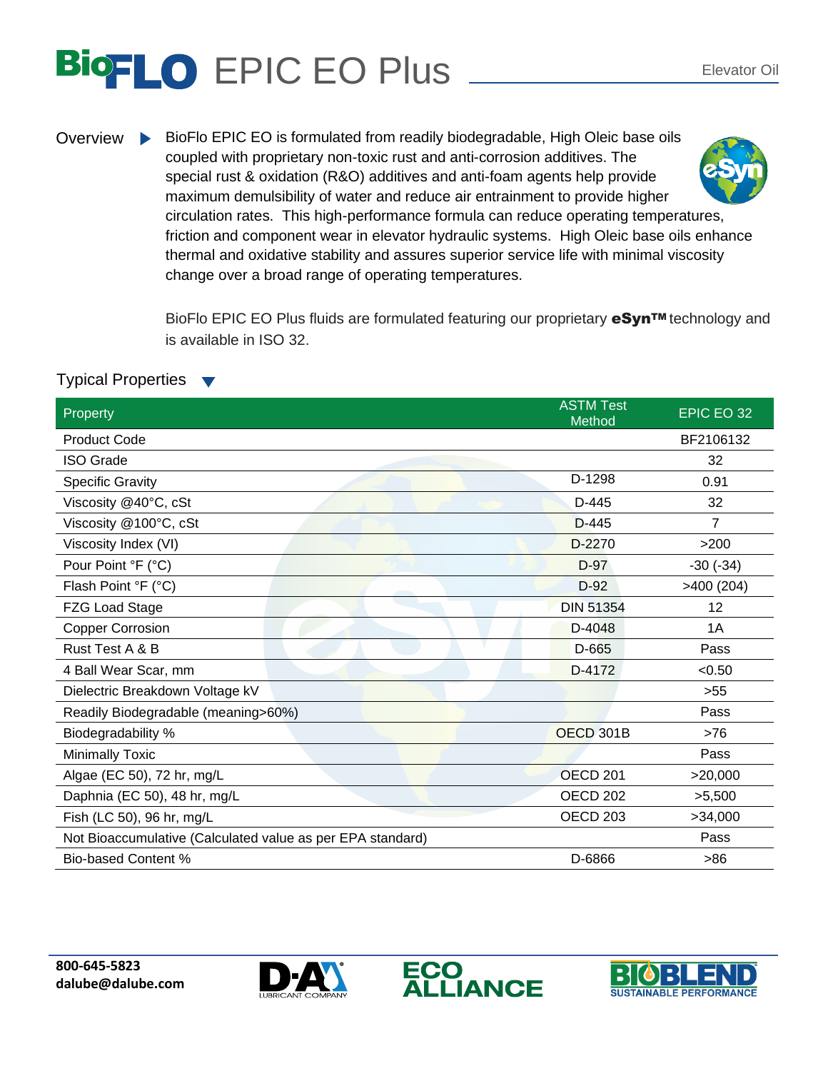# BioFLO EPIC EO Plus

Elevator Oil

## Overview

BioFlo EPIC EO is formulated from readily biodegradable, High Oleic base oils coupled with proprietary non-toxic rust and anti-corrosion additives. The special rust & oxidation (R&O) additives and anti-foam agents help provide maximum demulsibility of water and reduce air entrainment to provide higher circulation rates. This high-performance formula can reduce operating temperatures, friction and component wear in elevator hydraulic systems. High Oleic base oils enhance thermal and oxidative stability and assures superior service life with minimal viscosity change over a broad range of operating temperatures.

BioFlo EPIC EO Plus fluids are formulated featuring our proprietary **eSyn™** technology and is available in ISO 32.

## Typical Properties

| Property | ASTM Test Method | EPIC EO 32 |
|---|---|---|
| Product Code | | BF2106132 |
| ISO Grade | | 32 |
| Specific Gravity | D-1298 | 0.91 |
| Viscosity @40°C, cSt | D-445 | 32 |
| Viscosity @100°C, cSt | D-445 | 7 |
| Viscosity Index (VI) | D-2270 | >200 |
| Pour Point °F (°C) | D-97 | -30 (-34) |
| Flash Point °F (°C) | D-92 | >400 (204) |
| FZG Load Stage | DIN 51354 | 12 |
| Copper Corrosion | D-4048 | 1A |
| Rust Test A & B | D-665 | Pass |
| 4 Ball Wear Scar, mm | D-4172 | <0.50 |
| Dielectric Breakdown Voltage kV | | >55 |
| Readily Biodegradable (meaning>60%) | | Pass |
| Biodegradability % | OECD 301B | >76 |
| Minimally Toxic | | Pass |
| Algae (EC 50), 72 hr, mg/L | OECD 201 | >20,000 |
| Daphnia (EC 50), 48 hr, mg/L | OECD 202 | >5,500 |
| Fish (LC 50), 96 hr, mg/L | OECD 203 | >34,000 |
| Not Bioaccumulative (Calculated value as per EPA standard) | | Pass |
| Bio-based Content % | D-6866 | >86 |

**800-645-5823**
**dalube@dalube.com**

D-A LUBRICANT COMPANY | ECO ALLIANCE | BIOBLEND SUSTAINABLE PERFORMANCE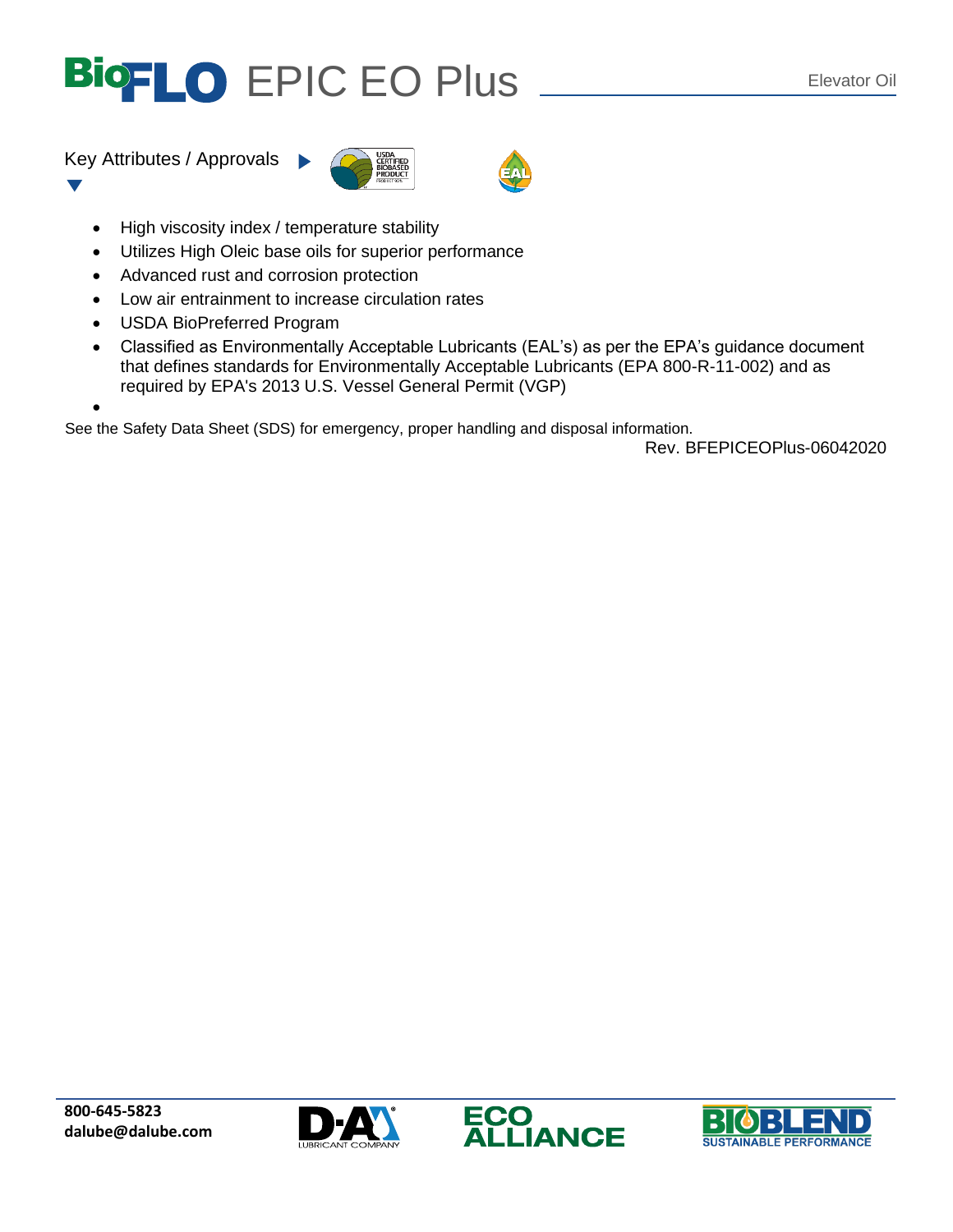# BioFLO EPIC EO Plus

Elevator Oil

Key Attributes / Approvals

- High viscosity index / temperature stability
- Utilizes High Oleic base oils for superior performance
- Advanced rust and corrosion protection
- Low air entrainment to increase circulation rates
- USDA BioPreferred Program
- Classified as Environmentally Acceptable Lubricants (EAL's) as per the EPA's guidance document that defines standards for Environmentally Acceptable Lubricants (EPA 800-R-11-002) and as required by EPA's 2013 U.S. Vessel General Permit (VGP)

See the Safety Data Sheet (SDS) for emergency, proper handling and disposal information.

Rev. BFEPICEOPlus-06042020

**800-645-5823**
**dalube@dalube.com**